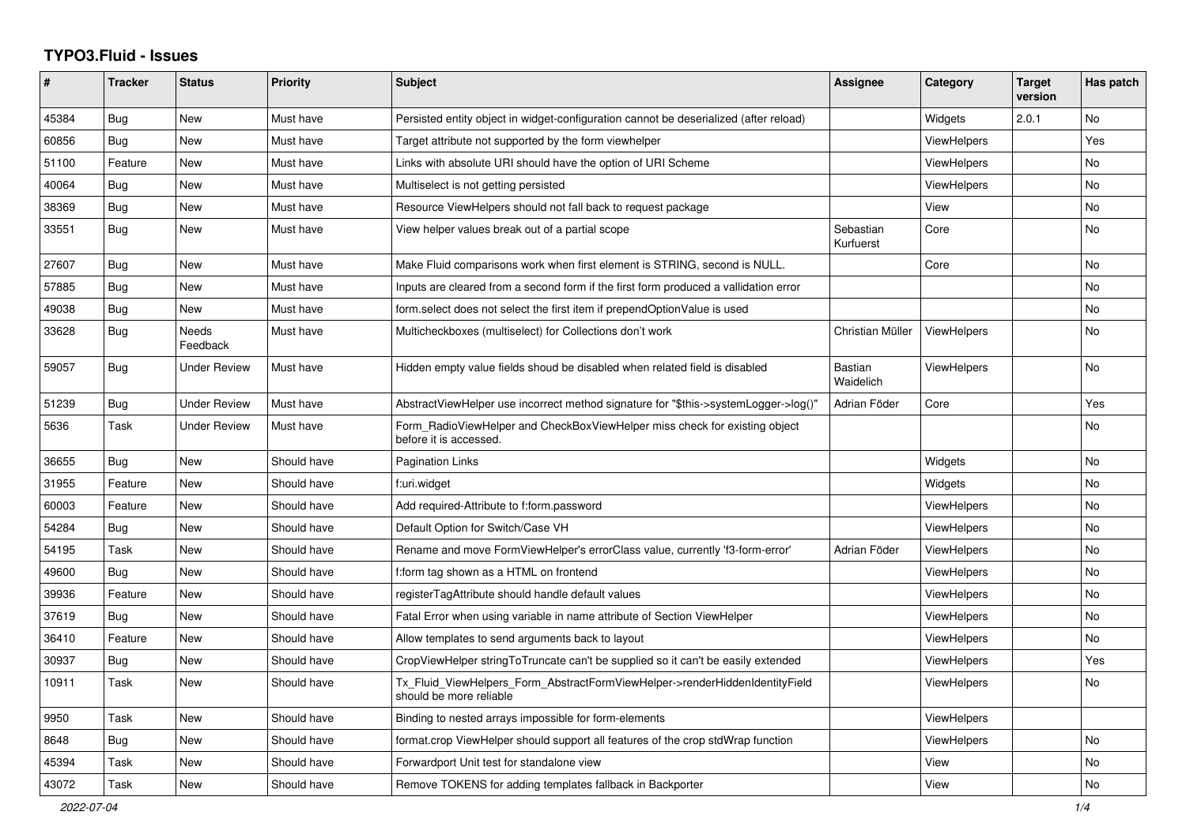# TYPO3.Fluid - Issues

| # | Tracker | Status | Priority | Subject | Assignee | Category | Target version | Has patch |
|---|---|---|---|---|---|---|---|---|
| 45384 | Bug | New | Must have | Persisted entity object in widget-configuration cannot be deserialized (after reload) | | Widgets | 2.0.1 | No |
| 60856 | Bug | New | Must have | Target attribute not supported by the form viewhelper | | ViewHelpers | | Yes |
| 51100 | Feature | New | Must have | Links with absolute URI should have the option of URI Scheme | | ViewHelpers | | No |
| 40064 | Bug | New | Must have | Multiselect is not getting persisted | | ViewHelpers | | No |
| 38369 | Bug | New | Must have | Resource ViewHelpers should not fall back to request package | | View | | No |
| 33551 | Bug | New | Must have | View helper values break out of a partial scope | Sebastian Kurfuerst | Core | | No |
| 27607 | Bug | New | Must have | Make Fluid comparisons work when first element is STRING, second is NULL. | | Core | | No |
| 57885 | Bug | New | Must have | Inputs are cleared from a second form if the first form produced a vallidation error | | | | No |
| 49038 | Bug | New | Must have | form.select does not select the first item if prependOptionValue is used | | | | No |
| 33628 | Bug | Needs Feedback | Must have | Multicheckboxes (multiselect) for Collections don't work | Christian Müller | ViewHelpers | | No |
| 59057 | Bug | Under Review | Must have | Hidden empty value fields shoud be disabled when related field is disabled | Bastian Waidelich | ViewHelpers | | No |
| 51239 | Bug | Under Review | Must have | AbstractViewHelper use incorrect method signature for "$this->systemLogger->log()" | Adrian Föder | Core | | Yes |
| 5636 | Task | Under Review | Must have | Form_RadioViewHelper and CheckBoxViewHelper miss check for existing object before it is accessed. | | | | No |
| 36655 | Bug | New | Should have | Pagination Links | | Widgets | | No |
| 31955 | Feature | New | Should have | f:uri.widget | | Widgets | | No |
| 60003 | Feature | New | Should have | Add required-Attribute to f:form.password | | ViewHelpers | | No |
| 54284 | Bug | New | Should have | Default Option for Switch/Case VH | | ViewHelpers | | No |
| 54195 | Task | New | Should have | Rename and move FormViewHelper's errorClass value, currently 'f3-form-error' | Adrian Föder | ViewHelpers | | No |
| 49600 | Bug | New | Should have | f:form tag shown as a HTML on frontend | | ViewHelpers | | No |
| 39936 | Feature | New | Should have | registerTagAttribute should handle default values | | ViewHelpers | | No |
| 37619 | Bug | New | Should have | Fatal Error when using variable in name attribute of Section ViewHelper | | ViewHelpers | | No |
| 36410 | Feature | New | Should have | Allow templates to send arguments back to layout | | ViewHelpers | | No |
| 30937 | Bug | New | Should have | CropViewHelper stringToTruncate can't be supplied so it can't be easily extended | | ViewHelpers | | Yes |
| 10911 | Task | New | Should have | Tx_Fluid_ViewHelpers_Form_AbstractFormViewHelper->renderHiddenIdentityField should be more reliable | | ViewHelpers | | No |
| 9950 | Task | New | Should have | Binding to nested arrays impossible for form-elements | | ViewHelpers | | |
| 8648 | Bug | New | Should have | format.crop ViewHelper should support all features of the crop stdWrap function | | ViewHelpers | | No |
| 45394 | Task | New | Should have | Forwardport Unit test for standalone view | | View | | No |
| 43072 | Task | New | Should have | Remove TOKENS for adding templates fallback in Backporter | | View | | No |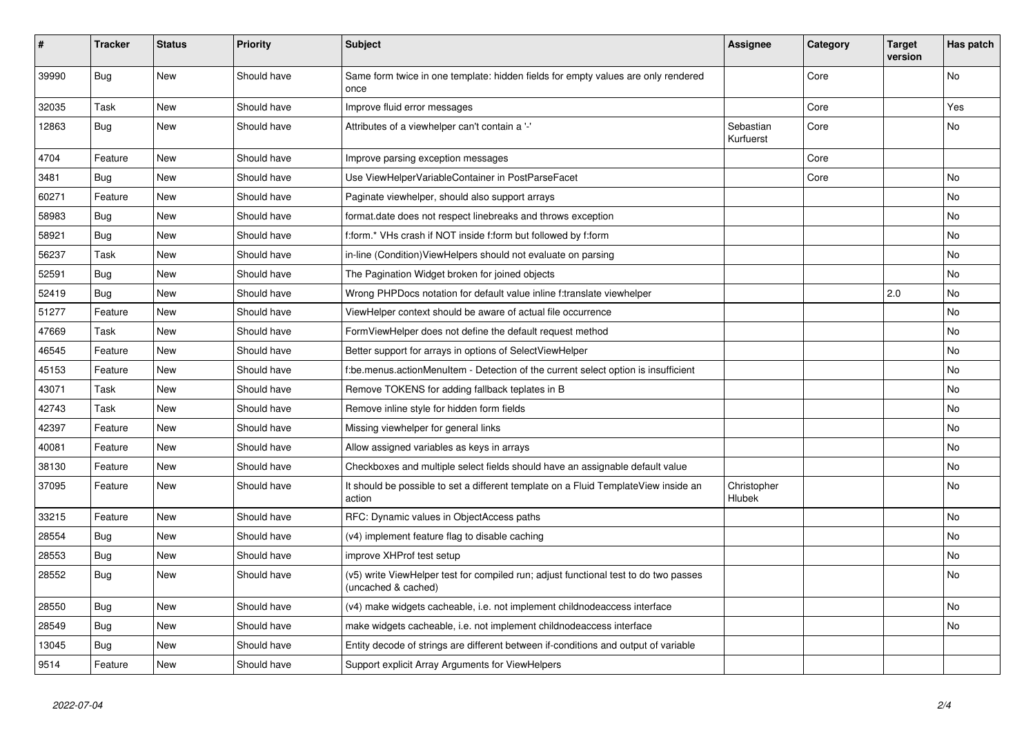| # | Tracker | Status | Priority | Subject | Assignee | Category | Target version | Has patch |
|---|---|---|---|---|---|---|---|---|
| 39990 | Bug | New | Should have | Same form twice in one template: hidden fields for empty values are only rendered once | | Core | | No |
| 32035 | Task | New | Should have | Improve fluid error messages | | Core | | Yes |
| 12863 | Bug | New | Should have | Attributes of a viewhelper can't contain a '-' | Sebastian Kurfuerst | Core | | No |
| 4704 | Feature | New | Should have | Improve parsing exception messages | | Core | | |
| 3481 | Bug | New | Should have | Use ViewHelperVariableContainer in PostParseFacet | | Core | | No |
| 60271 | Feature | New | Should have | Paginate viewhelper, should also support arrays | | | | No |
| 58983 | Bug | New | Should have | format.date does not respect linebreaks and throws exception | | | | No |
| 58921 | Bug | New | Should have | f:form.* VHs crash if NOT inside f:form but followed by f:form | | | | No |
| 56237 | Task | New | Should have | in-line (Condition)ViewHelpers should not evaluate on parsing | | | | No |
| 52591 | Bug | New | Should have | The Pagination Widget broken for joined objects | | | | No |
| 52419 | Bug | New | Should have | Wrong PHPDocs notation for default value inline f:translate viewhelper | | | 2.0 | No |
| 51277 | Feature | New | Should have | ViewHelper context should be aware of actual file occurrence | | | | No |
| 47669 | Task | New | Should have | FormViewHelper does not define the default request method | | | | No |
| 46545 | Feature | New | Should have | Better support for arrays in options of SelectViewHelper | | | | No |
| 45153 | Feature | New | Should have | f:be.menus.actionMenuItem - Detection of the current select option is insufficient | | | | No |
| 43071 | Task | New | Should have | Remove TOKENS for adding fallback teplates in B | | | | No |
| 42743 | Task | New | Should have | Remove inline style for hidden form fields | | | | No |
| 42397 | Feature | New | Should have | Missing viewhelper for general links | | | | No |
| 40081 | Feature | New | Should have | Allow assigned variables as keys in arrays | | | | No |
| 38130 | Feature | New | Should have | Checkboxes and multiple select fields should have an assignable default value | | | | No |
| 37095 | Feature | New | Should have | It should be possible to set a different template on a Fluid TemplateView inside an action | Christopher Hlubek | | | No |
| 33215 | Feature | New | Should have | RFC: Dynamic values in ObjectAccess paths | | | | No |
| 28554 | Bug | New | Should have | (v4) implement feature flag to disable caching | | | | No |
| 28553 | Bug | New | Should have | improve XHProf test setup | | | | No |
| 28552 | Bug | New | Should have | (v5) write ViewHelper test for compiled run; adjust functional test to do two passes (uncached & cached) | | | | No |
| 28550 | Bug | New | Should have | (v4) make widgets cacheable, i.e. not implement childnodeaccess interface | | | | No |
| 28549 | Bug | New | Should have | make widgets cacheable, i.e. not implement childnodeaccess interface | | | | No |
| 13045 | Bug | New | Should have | Entity decode of strings are different between if-conditions and output of variable | | | | |
| 9514 | Feature | New | Should have | Support explicit Array Arguments for ViewHelpers | | | | |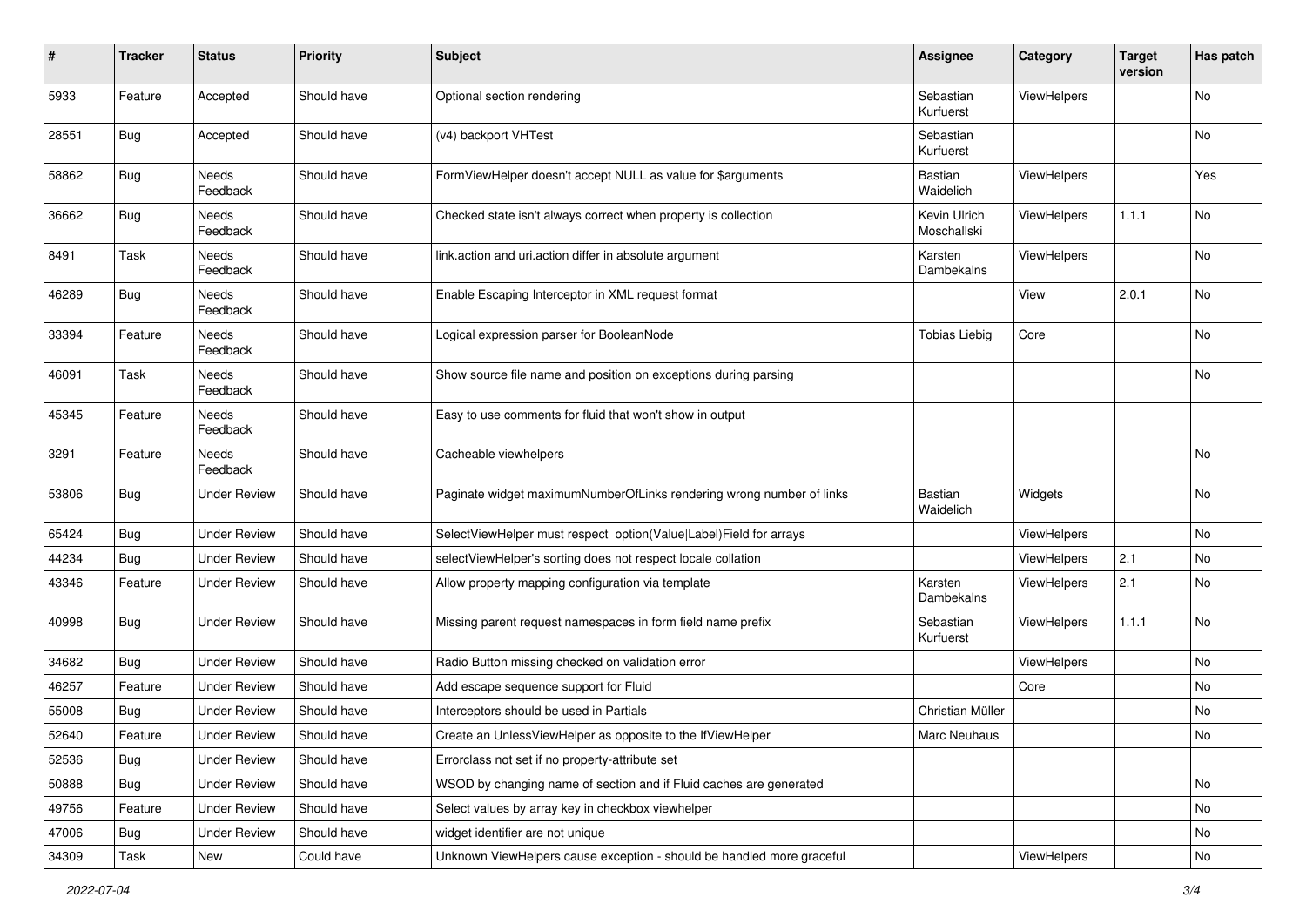| # | Tracker | Status | Priority | Subject | Assignee | Category | Target version | Has patch |
|---|---|---|---|---|---|---|---|---|
| 5933 | Feature | Accepted | Should have | Optional section rendering | Sebastian Kurfuerst | ViewHelpers | | No |
| 28551 | Bug | Accepted | Should have | (v4) backport VHTest | Sebastian Kurfuerst | | | No |
| 58862 | Bug | Needs Feedback | Should have | FormViewHelper doesn't accept NULL as value for $arguments | Bastian Waidelich | ViewHelpers | | Yes |
| 36662 | Bug | Needs Feedback | Should have | Checked state isn't always correct when property is collection | Kevin Ulrich Moschallski | ViewHelpers | 1.1.1 | No |
| 8491 | Task | Needs Feedback | Should have | link.action and uri.action differ in absolute argument | Karsten Dambekalns | ViewHelpers | | No |
| 46289 | Bug | Needs Feedback | Should have | Enable Escaping Interceptor in XML request format | | View | 2.0.1 | No |
| 33394 | Feature | Needs Feedback | Should have | Logical expression parser for BooleanNode | Tobias Liebig | Core | | No |
| 46091 | Task | Needs Feedback | Should have | Show source file name and position on exceptions during parsing | | | | No |
| 45345 | Feature | Needs Feedback | Should have | Easy to use comments for fluid that won't show in output | | | | |
| 3291 | Feature | Needs Feedback | Should have | Cacheable viewhelpers | | | | No |
| 53806 | Bug | Under Review | Should have | Paginate widget maximumNumberOfLinks rendering wrong number of links | Bastian Waidelich | Widgets | | No |
| 65424 | Bug | Under Review | Should have | SelectViewHelper must respect option(Value\|Label)Field for arrays | | ViewHelpers | | No |
| 44234 | Bug | Under Review | Should have | selectViewHelper's sorting does not respect locale collation | | ViewHelpers | 2.1 | No |
| 43346 | Feature | Under Review | Should have | Allow property mapping configuration via template | Karsten Dambekalns | ViewHelpers | 2.1 | No |
| 40998 | Bug | Under Review | Should have | Missing parent request namespaces in form field name prefix | Sebastian Kurfuerst | ViewHelpers | 1.1.1 | No |
| 34682 | Bug | Under Review | Should have | Radio Button missing checked on validation error | | ViewHelpers | | No |
| 46257 | Feature | Under Review | Should have | Add escape sequence support for Fluid | | Core | | No |
| 55008 | Bug | Under Review | Should have | Interceptors should be used in Partials | Christian Müller | | | No |
| 52640 | Feature | Under Review | Should have | Create an UnlessViewHelper as opposite to the IfViewHelper | Marc Neuhaus | | | No |
| 52536 | Bug | Under Review | Should have | Errorclass not set if no property-attribute set | | | | |
| 50888 | Bug | Under Review | Should have | WSOD by changing name of section and if Fluid caches are generated | | | | No |
| 49756 | Feature | Under Review | Should have | Select values by array key in checkbox viewhelper | | | | No |
| 47006 | Bug | Under Review | Should have | widget identifier are not unique | | | | No |
| 34309 | Task | New | Could have | Unknown ViewHelpers cause exception - should be handled more graceful | | ViewHelpers | | No |

*2022-07-04*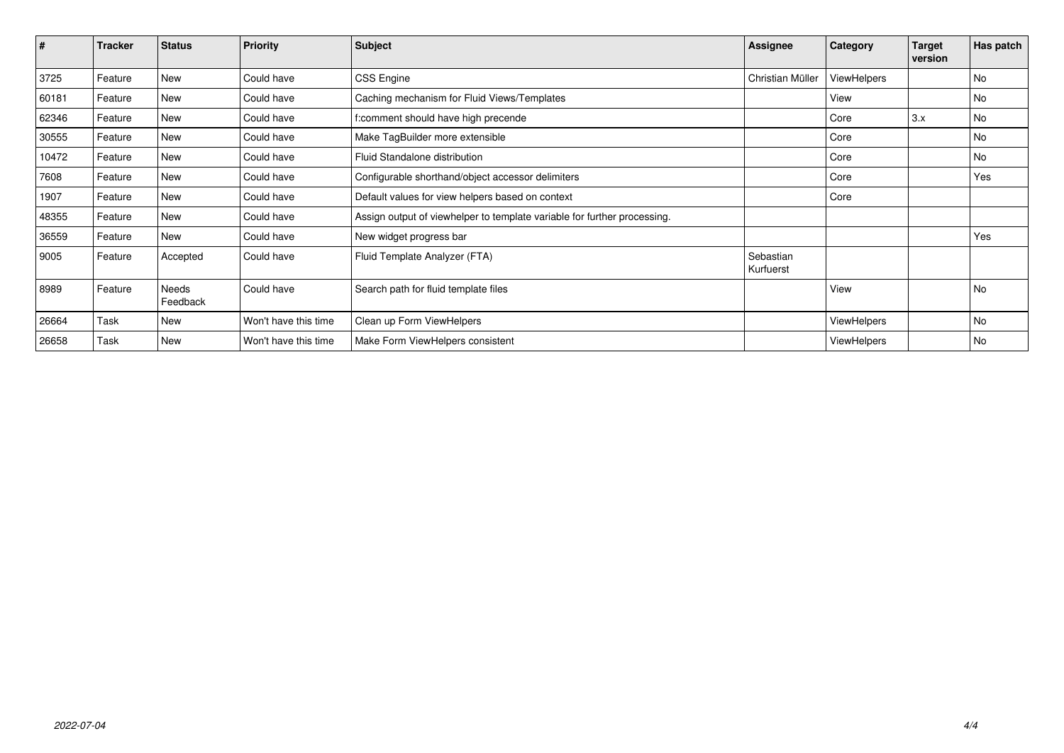| # | Tracker | Status | Priority | Subject | Assignee | Category | Target version | Has patch |
|---|---|---|---|---|---|---|---|---|
| 3725 | Feature | New | Could have | CSS Engine | Christian Müller | ViewHelpers | | No |
| 60181 | Feature | New | Could have | Caching mechanism for Fluid Views/Templates | | View | | No |
| 62346 | Feature | New | Could have | f:comment should have high precende | | Core | 3.x | No |
| 30555 | Feature | New | Could have | Make TagBuilder more extensible | | Core | | No |
| 10472 | Feature | New | Could have | Fluid Standalone distribution | | Core | | No |
| 7608 | Feature | New | Could have | Configurable shorthand/object accessor delimiters | | Core | | Yes |
| 1907 | Feature | New | Could have | Default values for view helpers based on context | | Core | | |
| 48355 | Feature | New | Could have | Assign output of viewhelper to template variable for further processing. | | | | |
| 36559 | Feature | New | Could have | New widget progress bar | | | | Yes |
| 9005 | Feature | Accepted | Could have | Fluid Template Analyzer (FTA) | Sebastian Kurfuerst | | | |
| 8989 | Feature | Needs Feedback | Could have | Search path for fluid template files | | View | | No |
| 26664 | Task | New | Won't have this time | Clean up Form ViewHelpers | | ViewHelpers | | No |
| 26658 | Task | New | Won't have this time | Make Form ViewHelpers consistent | | ViewHelpers | | No |